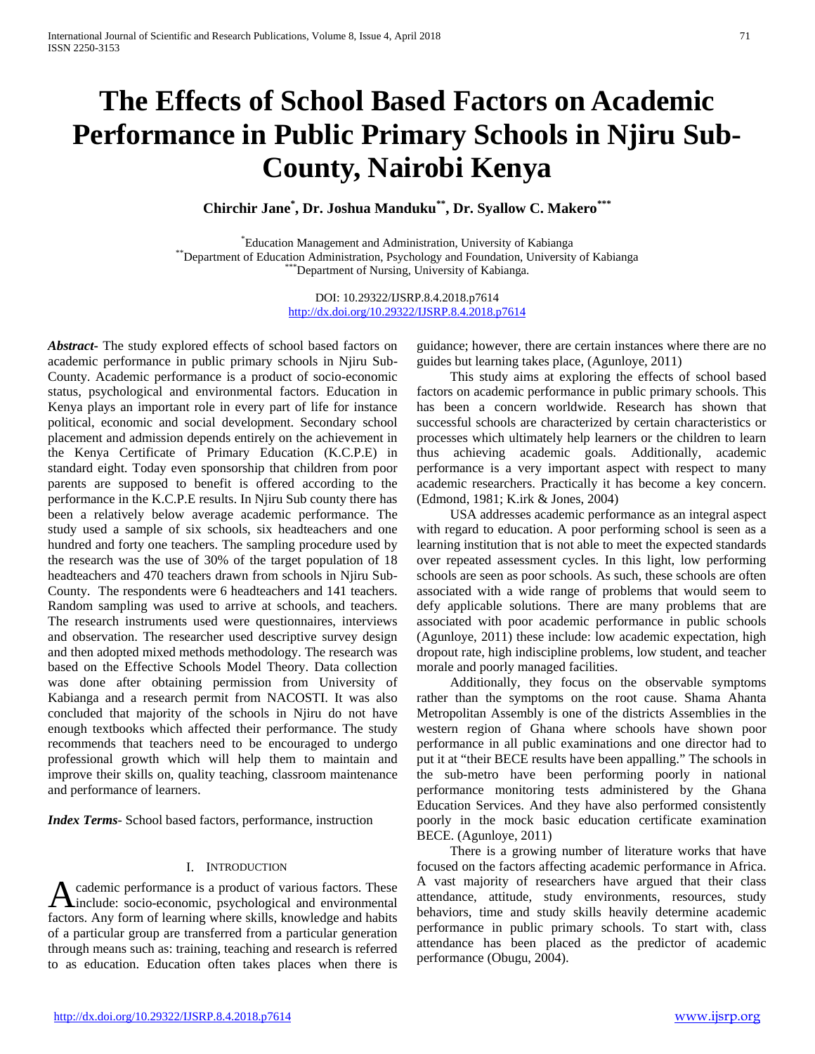# The Effects of School Based Factors on Academic Performance in Public Primary Schools in Njiru Sub-County, Nairobi Kenya

**Chirchir Jane[*], Dr. Joshua Manduku[**], Dr. Syallow C. Makero[***]**

[*]Education Management and Administration, University of Kabianga
[**]Department of Education Administration, Psychology and Foundation, University of Kabianga
[***]Department of Nursing, University of Kabianga.

DOI: 10.29322/IJSRP.8.4.2018.p7614
http://dx.doi.org/10.29322/IJSRP.8.4.2018.p7614

***Abstract*-** The study explored effects of school based factors on academic performance in public primary schools in Njiru Sub-County. Academic performance is a product of socio-economic status, psychological and environmental factors. Education in Kenya plays an important role in every part of life for instance political, economic and social development. Secondary school placement and admission depends entirely on the achievement in the Kenya Certificate of Primary Education (K.C.P.E) in standard eight. Today even sponsorship that children from poor parents are supposed to benefit is offered according to the performance in the K.C.P.E results. In Njiru Sub county there has been a relatively below average academic performance. The study used a sample of six schools, six headteachers and one hundred and forty one teachers. The sampling procedure used by the research was the use of 30% of the target population of 18 headteachers and 470 teachers drawn from schools in Njiru Sub-County. The respondents were 6 headteachers and 141 teachers. Random sampling was used to arrive at schools, and teachers. The research instruments used were questionnaires, interviews and observation. The researcher used descriptive survey design and then adopted mixed methods methodology. The research was based on the Effective Schools Model Theory. Data collection was done after obtaining permission from University of Kabianga and a research permit from NACOSTI. It was also concluded that majority of the schools in Njiru do not have enough textbooks which affected their performance. The study recommends that teachers need to be encouraged to undergo professional growth which will help them to maintain and improve their skills on, quality teaching, classroom maintenance and performance of learners.

***Index Terms*-** School based factors, performance, instruction

## I. Introduction

Academic performance is a product of various factors. These include: socio-economic, psychological and environmental factors. Any form of learning where skills, knowledge and habits of a particular group are transferred from a particular generation through means such as: training, teaching and research is referred to as education. Education often takes places when there is guidance; however, there are certain instances where there are no guides but learning takes place, (Agunloye, 2011)

This study aims at exploring the effects of school based factors on academic performance in public primary schools. This has been a concern worldwide. Research has shown that successful schools are characterized by certain characteristics or processes which ultimately help learners or the children to learn thus achieving academic goals. Additionally, academic performance is a very important aspect with respect to many academic researchers. Practically it has become a key concern. (Edmond, 1981; K.irk & Jones, 2004)

USA addresses academic performance as an integral aspect with regard to education. A poor performing school is seen as a learning institution that is not able to meet the expected standards over repeated assessment cycles. In this light, low performing schools are seen as poor schools. As such, these schools are often associated with a wide range of problems that would seem to defy applicable solutions. There are many problems that are associated with poor academic performance in public schools (Agunloye, 2011) these include: low academic expectation, high dropout rate, high indiscipline problems, low student, and teacher morale and poorly managed facilities.

Additionally, they focus on the observable symptoms rather than the symptoms on the root cause. Shama Ahanta Metropolitan Assembly is one of the districts Assemblies in the western region of Ghana where schools have shown poor performance in all public examinations and one director had to put it at "their BECE results have been appalling." The schools in the sub-metro have been performing poorly in national performance monitoring tests administered by the Ghana Education Services. And they have also performed consistently poorly in the mock basic education certificate examination BECE. (Agunloye, 2011)

There is a growing number of literature works that have focused on the factors affecting academic performance in Africa. A vast majority of researchers have argued that their class attendance, attitude, study environments, resources, study behaviors, time and study skills heavily determine academic performance in public primary schools. To start with, class attendance has been placed as the predictor of academic performance (Obugu, 2004).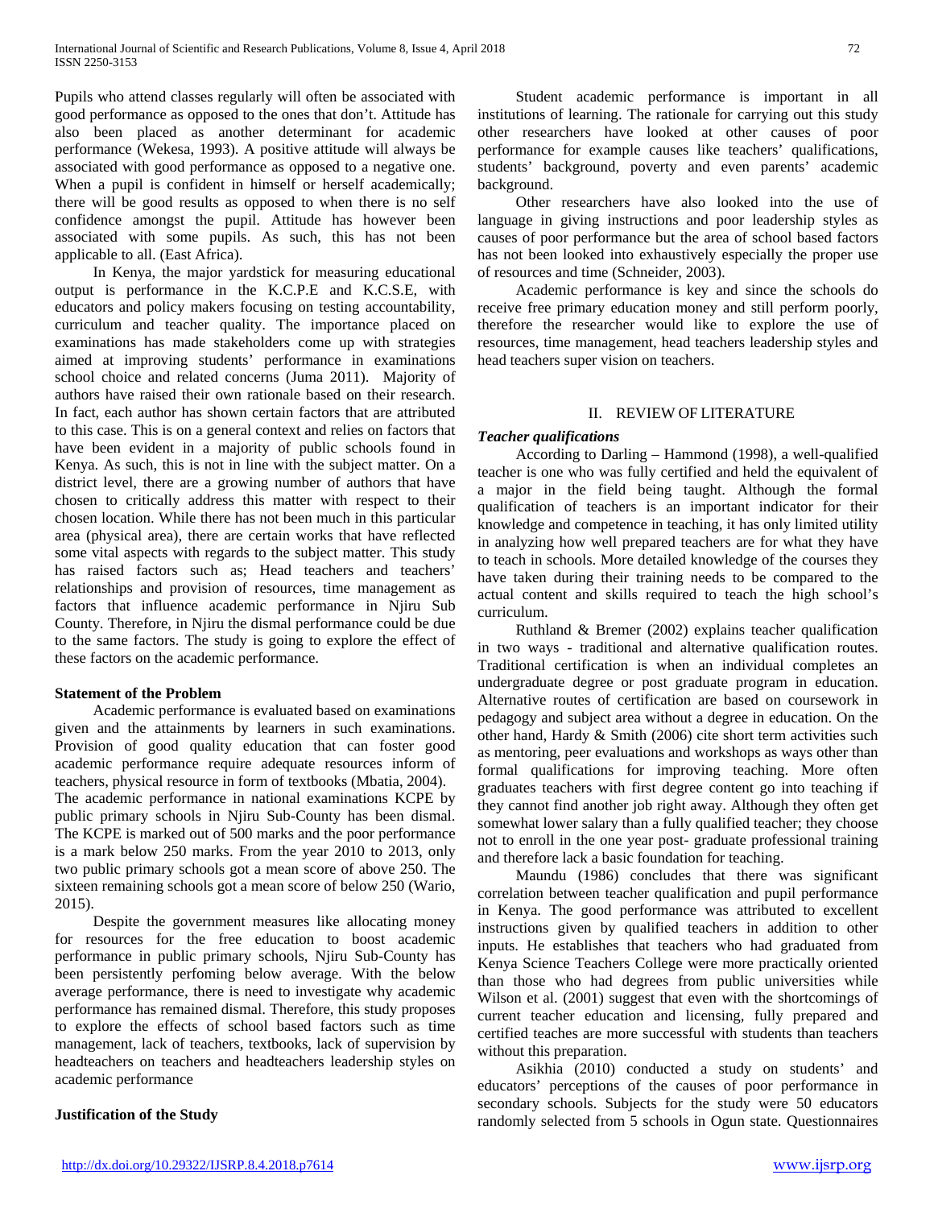Pupils who attend classes regularly will often be associated with good performance as opposed to the ones that don't. Attitude has also been placed as another determinant for academic performance (Wekesa, 1993). A positive attitude will always be associated with good performance as opposed to a negative one. When a pupil is confident in himself or herself academically; there will be good results as opposed to when there is no self confidence amongst the pupil. Attitude has however been associated with some pupils. As such, this has not been applicable to all. (East Africa).

In Kenya, the major yardstick for measuring educational output is performance in the K.C.P.E and K.C.S.E, with educators and policy makers focusing on testing accountability, curriculum and teacher quality. The importance placed on examinations has made stakeholders come up with strategies aimed at improving students' performance in examinations school choice and related concerns (Juma 2011). Majority of authors have raised their own rationale based on their research. In fact, each author has shown certain factors that are attributed to this case. This is on a general context and relies on factors that have been evident in a majority of public schools found in Kenya. As such, this is not in line with the subject matter. On a district level, there are a growing number of authors that have chosen to critically address this matter with respect to their chosen location. While there has not been much in this particular area (physical area), there are certain works that have reflected some vital aspects with regards to the subject matter. This study has raised factors such as; Head teachers and teachers' relationships and provision of resources, time management as factors that influence academic performance in Njiru Sub County. Therefore, in Njiru the dismal performance could be due to the same factors. The study is going to explore the effect of these factors on the academic performance.

### Statement of the Problem

Academic performance is evaluated based on examinations given and the attainments by learners in such examinations. Provision of good quality education that can foster good academic performance require adequate resources inform of teachers, physical resource in form of textbooks (Mbatia, 2004). The academic performance in national examinations KCPE by public primary schools in Njiru Sub-County has been dismal. The KCPE is marked out of 500 marks and the poor performance is a mark below 250 marks. From the year 2010 to 2013, only two public primary schools got a mean score of above 250. The sixteen remaining schools got a mean score of below 250 (Wario, 2015).

Despite the government measures like allocating money for resources for the free education to boost academic performance in public primary schools, Njiru Sub-County has been persistently perfoming below average. With the below average performance, there is need to investigate why academic performance has remained dismal. Therefore, this study proposes to explore the effects of school based factors such as time management, lack of teachers, textbooks, lack of supervision by headteachers on teachers and headteachers leadership styles on academic performance

### Justification of the Study

Student academic performance is important in all institutions of learning. The rationale for carrying out this study other researchers have looked at other causes of poor performance for example causes like teachers' qualifications, students' background, poverty and even parents' academic background.

Other researchers have also looked into the use of language in giving instructions and poor leadership styles as causes of poor performance but the area of school based factors has not been looked into exhaustively especially the proper use of resources and time (Schneider, 2003).

Academic performance is key and since the schools do receive free primary education money and still perform poorly, therefore the researcher would like to explore the use of resources, time management, head teachers leadership styles and head teachers super vision on teachers.

## II. REVIEW OF LITERATURE

### *Teacher qualifications*

According to Darling – Hammond (1998), a well-qualified teacher is one who was fully certified and held the equivalent of a major in the field being taught. Although the formal qualification of teachers is an important indicator for their knowledge and competence in teaching, it has only limited utility in analyzing how well prepared teachers are for what they have to teach in schools. More detailed knowledge of the courses they have taken during their training needs to be compared to the actual content and skills required to teach the high school's curriculum.

Ruthland & Bremer (2002) explains teacher qualification in two ways - traditional and alternative qualification routes. Traditional certification is when an individual completes an undergraduate degree or post graduate program in education. Alternative routes of certification are based on coursework in pedagogy and subject area without a degree in education. On the other hand, Hardy & Smith (2006) cite short term activities such as mentoring, peer evaluations and workshops as ways other than formal qualifications for improving teaching. More often graduates teachers with first degree content go into teaching if they cannot find another job right away. Although they often get somewhat lower salary than a fully qualified teacher; they choose not to enroll in the one year post- graduate professional training and therefore lack a basic foundation for teaching.

Maundu (1986) concludes that there was significant correlation between teacher qualification and pupil performance in Kenya. The good performance was attributed to excellent instructions given by qualified teachers in addition to other inputs. He establishes that teachers who had graduated from Kenya Science Teachers College were more practically oriented than those who had degrees from public universities while Wilson et al. (2001) suggest that even with the shortcomings of current teacher education and licensing, fully prepared and certified teaches are more successful with students than teachers without this preparation.

Asikhia (2010) conducted a study on students' and educators' perceptions of the causes of poor performance in secondary schools. Subjects for the study were 50 educators randomly selected from 5 schools in Ogun state. Questionnaires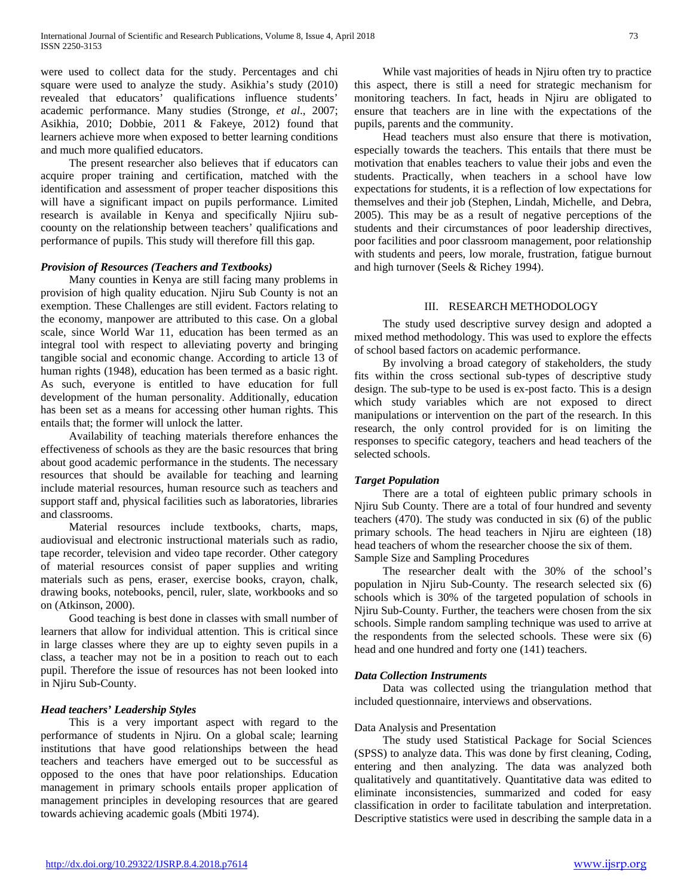were used to collect data for the study. Percentages and chi square were used to analyze the study. Asikhia's study (2010) revealed that educators' qualifications influence students' academic performance. Many studies (Stronge, *et al*., 2007; Asikhia, 2010; Dobbie, 2011 & Fakeye, 2012) found that learners achieve more when exposed to better learning conditions and much more qualified educators.

The present researcher also believes that if educators can acquire proper training and certification, matched with the identification and assessment of proper teacher dispositions this will have a significant impact on pupils performance. Limited research is available in Kenya and specifically Njiiru sub-coounty on the relationship between teachers' qualifications and performance of pupils. This study will therefore fill this gap.

***Provision of Resources (Teachers and Textbooks)***

Many counties in Kenya are still facing many problems in provision of high quality education. Njiru Sub County is not an exemption. These Challenges are still evident. Factors relating to the economy, manpower are attributed to this case. On a global scale, since World War 11, education has been termed as an integral tool with respect to alleviating poverty and bringing tangible social and economic change. According to article 13 of human rights (1948), education has been termed as a basic right. As such, everyone is entitled to have education for full development of the human personality. Additionally, education has been set as a means for accessing other human rights. This entails that; the former will unlock the latter.

Availability of teaching materials therefore enhances the effectiveness of schools as they are the basic resources that bring about good academic performance in the students. The necessary resources that should be available for teaching and learning include material resources, human resource such as teachers and support staff and, physical facilities such as laboratories, libraries and classrooms.

Material resources include textbooks, charts, maps, audiovisual and electronic instructional materials such as radio, tape recorder, television and video tape recorder. Other category of material resources consist of paper supplies and writing materials such as pens, eraser, exercise books, crayon, chalk, drawing books, notebooks, pencil, ruler, slate, workbooks and so on (Atkinson, 2000).

Good teaching is best done in classes with small number of learners that allow for individual attention. This is critical since in large classes where they are up to eighty seven pupils in a class, a teacher may not be in a position to reach out to each pupil. Therefore the issue of resources has not been looked into in Njiru Sub-County.

***Head teachers' Leadership Styles***

This is a very important aspect with regard to the performance of students in Njiru. On a global scale; learning institutions that have good relationships between the head teachers and teachers have emerged out to be successful as opposed to the ones that have poor relationships. Education management in primary schools entails proper application of management principles in developing resources that are geared towards achieving academic goals (Mbiti 1974).

While vast majorities of heads in Njiru often try to practice this aspect, there is still a need for strategic mechanism for monitoring teachers. In fact, heads in Njiru are obligated to ensure that teachers are in line with the expectations of the pupils, parents and the community.

Head teachers must also ensure that there is motivation, especially towards the teachers. This entails that there must be motivation that enables teachers to value their jobs and even the students. Practically, when teachers in a school have low expectations for students, it is a reflection of low expectations for themselves and their job (Stephen, Lindah, Michelle, and Debra, 2005). This may be as a result of negative perceptions of the students and their circumstances of poor leadership directives, poor facilities and poor classroom management, poor relationship with students and peers, low morale, frustration, fatigue burnout and high turnover (Seels & Richey 1994).

## III. RESEARCH METHODOLOGY

The study used descriptive survey design and adopted a mixed method methodology. This was used to explore the effects of school based factors on academic performance.

By involving a broad category of stakeholders, the study fits within the cross sectional sub-types of descriptive study design. The sub-type to be used is ex-post facto. This is a design which study variables which are not exposed to direct manipulations or intervention on the part of the research. In this research, the only control provided for is on limiting the responses to specific category, teachers and head teachers of the selected schools.

***Target Population***

There are a total of eighteen public primary schools in Njiru Sub County. There are a total of four hundred and seventy teachers (470). The study was conducted in six (6) of the public primary schools. The head teachers in Njiru are eighteen (18) head teachers of whom the researcher choose the six of them.

Sample Size and Sampling Procedures

The researcher dealt with the 30% of the school's population in Njiru Sub-County. The research selected six (6) schools which is 30% of the targeted population of schools in Njiru Sub-County. Further, the teachers were chosen from the six schools. Simple random sampling technique was used to arrive at the respondents from the selected schools. These were six (6) head and one hundred and forty one (141) teachers.

***Data Collection Instruments***

Data was collected using the triangulation method that included questionnaire, interviews and observations.

Data Analysis and Presentation

The study used Statistical Package for Social Sciences (SPSS) to analyze data. This was done by first cleaning, Coding, entering and then analyzing. The data was analyzed both qualitatively and quantitatively. Quantitative data was edited to eliminate inconsistencies, summarized and coded for easy classification in order to facilitate tabulation and interpretation. Descriptive statistics were used in describing the sample data in a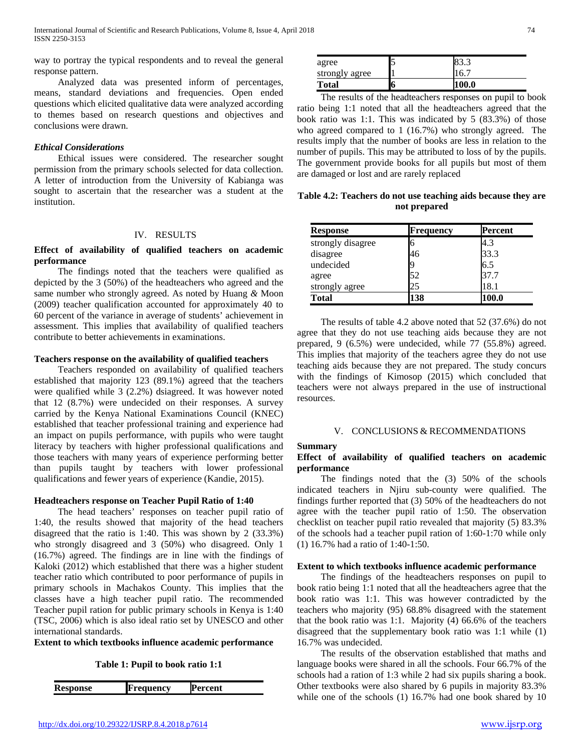way to portray the typical respondents and to reveal the general response pattern.

Analyzed data was presented inform of percentages, means, standard deviations and frequencies. Open ended questions which elicited qualitative data were analyzed according to themes based on research questions and objectives and conclusions were drawn.

### *Ethical Considerations*

Ethical issues were considered. The researcher sought permission from the primary schools selected for data collection. A letter of introduction from the University of Kabianga was sought to ascertain that the researcher was a student at the institution.

## IV. RESULTS

### Effect of availability of qualified teachers on academic performance

The findings noted that the teachers were qualified as depicted by the 3 (50%) of the headteachers who agreed and the same number who strongly agreed. As noted by Huang *&* Moon (2009) teacher qualification accounted for approximately 40 to 60 percent of the variance in average of students' achievement in assessment. This implies that availability of qualified teachers contribute to better achievements in examinations.

### Teachers response on the availability of qualified teachers

Teachers responded on availability of qualified teachers established that majority 123 (89.1%) agreed that the teachers were qualified while 3 (2.2%) dsiagreed. It was however noted that 12 (8.7%) were undecided on their responses. A survey carried by the Kenya National Examinations Council (KNEC) established that teacher professional training and experience had an impact on pupils performance, with pupils who were taught literacy by teachers with higher professional qualifications and those teachers with many years of experience performing better than pupils taught by teachers with lower professional qualifications and fewer years of experience (Kandie, 2015).

### Headteachers response on Teacher Pupil Ratio of 1:40

The head teachers' responses on teacher pupil ratio of 1:40, the results showed that majority of the head teachers disagreed that the ratio is 1:40. This was shown by 2 (33.3%) who strongly disagreed and 3 (50%) who disagreed. Only 1 (16.7%) agreed. The findings are in line with the findings of Kaloki (2012) which established that there was a higher student teacher ratio which contributed to poor performance of pupils in primary schools in Machakos County. This implies that the classes have a high teacher pupil ratio. The recommended Teacher pupil ration for public primary schools in Kenya is 1:40 (TSC, 2006) which is also ideal ratio set by UNESCO and other international standards.

### Extent to which textbooks influence academic performance

**Table 1: Pupil to book ratio 1:1**

| Response | Frequency | Percent |
|---|---|---|
| agree | 5 | 83.3 |
| strongly agree | 1 | 16.7 |
| **Total** | **6** | **100.0** |

The results of the headteachers responses on pupil to book ratio being 1:1 noted that all the headteachers agreed that the book ratio was 1:1. This was indicated by 5 (83.3%) of those who agreed compared to 1 (16.7%) who strongly agreed. The results imply that the number of books are less in relation to the number of pupils. This may be attributed to loss of by the pupils. The government provide books for all pupils but most of them are damaged or lost and are rarely replaced

**Table 4.2: Teachers do not use teaching aids because they are not prepared**

| Response | Frequency | Percent |
|---|---|---|
| strongly disagree | 6 | 4.3 |
| disagree | 46 | 33.3 |
| undecided | 9 | 6.5 |
| agree | 52 | 37.7 |
| strongly agree | 25 | 18.1 |
| **Total** | **138** | **100.0** |

The results of table 4.2 above noted that 52 (37.6%) do not agree that they do not use teaching aids because they are not prepared, 9 (6.5%) were undecided, while 77 (55.8%) agreed. This implies that majority of the teachers agree they do not use teaching aids because they are not prepared. The study concurs with the findings of Kimosop (2015) which concluded that teachers were not always prepared in the use of instructional resources.

## V. CONCLUSIONS & RECOMMENDATIONS

### Summary

### Effect of availability of qualified teachers on academic performance

The findings noted that the (3) 50% of the schools indicated teachers in Njiru sub-county were qualified. The findings further reported that (3) 50% of the headteachers do not agree with the teacher pupil ratio of 1:50. The observation checklist on teacher pupil ratio revealed that majority (5) 83.3% of the schools had a teacher pupil ration of 1:60-1:70 while only (1) 16.7% had a ratio of 1:40-1:50.

### Extent to which textbooks influence academic performance

The findings of the headteachers responses on pupil to book ratio being 1:1 noted that all the headteachers agree that the book ratio was 1:1. This was however contradicted by the teachers who majority (95) 68.8% disagreed with the statement that the book ratio was 1:1. Majority (4) 66.6% of the teachers disagreed that the supplementary book ratio was 1:1 while (1) 16.7% was undecided.

The results of the observation established that maths and language books were shared in all the schools. Four 66.7% of the schools had a ration of 1:3 while 2 had six pupils sharing a book. Other textbooks were also shared by 6 pupils in majority 83.3% while one of the schools (1) 16.7% had one book shared by 10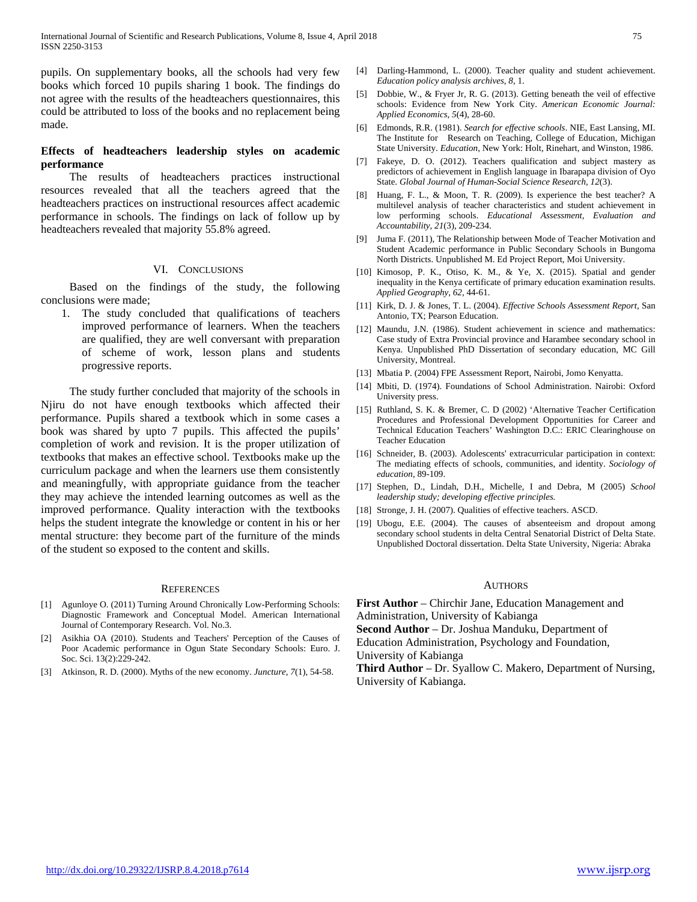pupils. On supplementary books, all the schools had very few books which forced 10 pupils sharing 1 book. The findings do not agree with the results of the headteachers questionnaires, this could be attributed to loss of the books and no replacement being made.

### Effects of headteachers leadership styles on academic performance

The results of headteachers practices instructional resources revealed that all the teachers agreed that the headteachers practices on instructional resources affect academic performance in schools. The findings on lack of follow up by headteachers revealed that majority 55.8% agreed.

## VI. Conclusions

Based on the findings of the study, the following conclusions were made;

1. The study concluded that qualifications of teachers improved performance of learners. When the teachers are qualified, they are well conversant with preparation of scheme of work, lesson plans and students progressive reports.

The study further concluded that majority of the schools in Njiru do not have enough textbooks which affected their performance. Pupils shared a textbook which in some cases a book was shared by upto 7 pupils. This affected the pupils' completion of work and revision. It is the proper utilization of textbooks that makes an effective school. Textbooks make up the curriculum package and when the learners use them consistently and meaningfully, with appropriate guidance from the teacher they may achieve the intended learning outcomes as well as the improved performance. Quality interaction with the textbooks helps the student integrate the knowledge or content in his or her mental structure: they become part of the furniture of the minds of the student so exposed to the content and skills.

## References

[1] Agunloye O. (2011) Turning Around Chronically Low-Performing Schools: Diagnostic Framework and Conceptual Model. American International Journal of Contemporary Research. Vol. No.3.

[2] Asikhia OA (2010). Students and Teachers' Perception of the Causes of Poor Academic performance in Ogun State Secondary Schools: Euro. J. Soc. Sci. 13(2):229-242.

[3] Atkinson, R. D. (2000). Myths of the new economy. *Juncture*, *7*(1), 54-58.

[4] Darling-Hammond, L. (2000). Teacher quality and student achievement. *Education policy analysis archives*, *8*, 1.

[5] Dobbie, W., & Fryer Jr, R. G. (2013). Getting beneath the veil of effective schools: Evidence from New York City. *American Economic Journal: Applied Economics*, *5*(4), 28-60.

[6] Edmonds, R.R. (1981). *Search for effective schools*. NIE, East Lansing, MI. The Institute for Research on Teaching, College of Education, Michigan State University. *Education*, New York: Holt, Rinehart, and Winston, 1986.

[7] Fakeye, D. O. (2012). Teachers qualification and subject mastery as predictors of achievement in English language in Ibarapapa division of Oyo State. *Global Journal of Human-Social Science Research*, *12*(3).

[8] Huang, F. L., & Moon, T. R. (2009). Is experience the best teacher? A multilevel analysis of teacher characteristics and student achievement in low performing schools. *Educational Assessment, Evaluation and Accountability*, *21*(3), 209-234.

[9] Juma F. (2011), The Relationship between Mode of Teacher Motivation and Student Academic performance in Public Secondary Schools in Bungoma North Districts. Unpublished M. Ed Project Report, Moi University.

[10] Kimosop, P. K., Otiso, K. M., & Ye, X. (2015). Spatial and gender inequality in the Kenya certificate of primary education examination results. *Applied Geography*, *62*, 44-61.

[11] Kirk, D. J. & Jones, T. L. (2004). *Effective Schools Assessment Report*, San Antonio, TX; Pearson Education.

[12] Maundu, J.N. (1986). Student achievement in science and mathematics: Case study of Extra Provincial province and Harambee secondary school in Kenya. Unpublished PhD Dissertation of secondary education, MC Gill University, Montreal.

[13] Mbatia P. (2004) FPE Assessment Report, Nairobi, Jomo Kenyatta.

[14] Mbiti, D. (1974). Foundations of School Administration. Nairobi: Oxford University press.

[15] Ruthland, S. K. & Bremer, C. D (2002) 'Alternative Teacher Certification Procedures and Professional Development Opportunities for Career and Technical Education Teachers' Washington D.C.: ERIC Clearinghouse on Teacher Education

[16] Schneider, B. (2003). Adolescents' extracurricular participation in context: The mediating effects of schools, communities, and identity. *Sociology of education*, 89-109.

[17] Stephen, D., Lindah, D.H., Michelle, I and Debra, M (2005) *School leadership study; developing effective principles.*

[18] Stronge, J. H. (2007). Qualities of effective teachers. ASCD.

[19] Ubogu, E.E. (2004). The causes of absenteeism and dropout among secondary school students in delta Central Senatorial District of Delta State. Unpublished Doctoral dissertation. Delta State University, Nigeria: Abraka

## Authors

**First Author** – Chirchir Jane, Education Management and Administration, University of Kabianga

**Second Author** – Dr. Joshua Manduku, Department of Education Administration, Psychology and Foundation, University of Kabianga

**Third Author** – Dr. Syallow C. Makero, Department of Nursing, University of Kabianga.